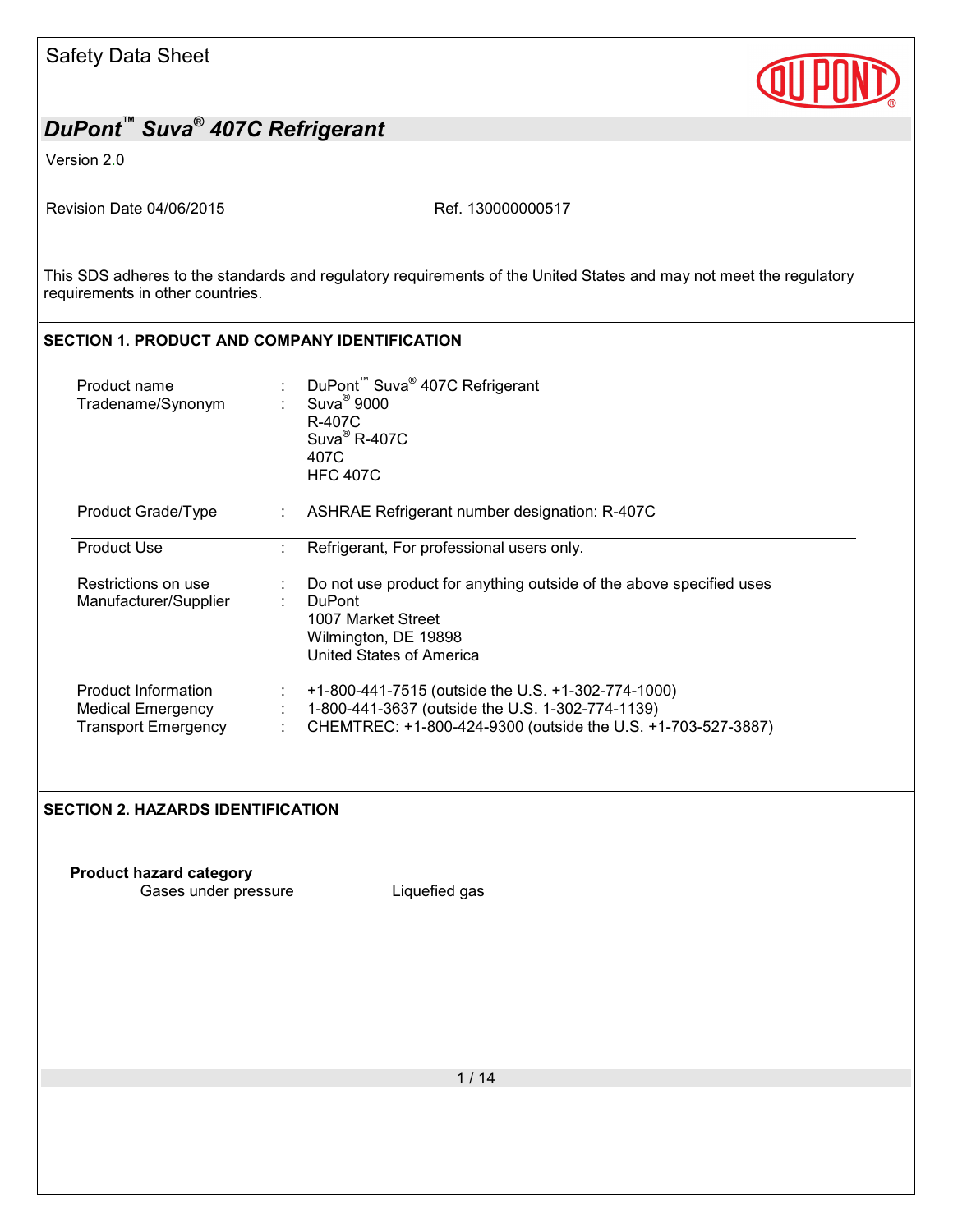Safety Data Sheet

# DuPont™ Suva® 407C Refrigerant

Version 2.0

Revision Date 04/06/2015 Ref. 130000000517

This SDS adheres to the standards and regulatory requirements of the United States and may not meet the regulatory requirements in other countries.

## SECTION 1. PRODUCT AND COMPANY IDENTIFICATION

| | | |
|---|---|---|
| Product name | : | DuPont™ Suva® 407C Refrigerant |
| Tradename/Synonym | : | Suva® 9000<br>R-407C<br>Suva® R-407C<br>407C<br>HFC 407C |
| Product Grade/Type | : | ASHRAE Refrigerant number designation: R-407C |
| Product Use | : | Refrigerant, For professional users only. |
| Restrictions on use | : | Do not use product for anything outside of the above specified uses |
| Manufacturer/Supplier | : | DuPont<br>1007 Market Street<br>Wilmington, DE 19898<br>United States of America |
| Product Information | : | +1-800-441-7515 (outside the U.S. +1-302-774-1000) |
| Medical Emergency | : | 1-800-441-3637 (outside the U.S. 1-302-774-1139) |
| Transport Emergency | : | CHEMTREC: +1-800-424-9300 (outside the U.S. +1-703-527-3887) |

## SECTION 2. HAZARDS IDENTIFICATION

**Product hazard category**

Gases under pressure Liquefied gas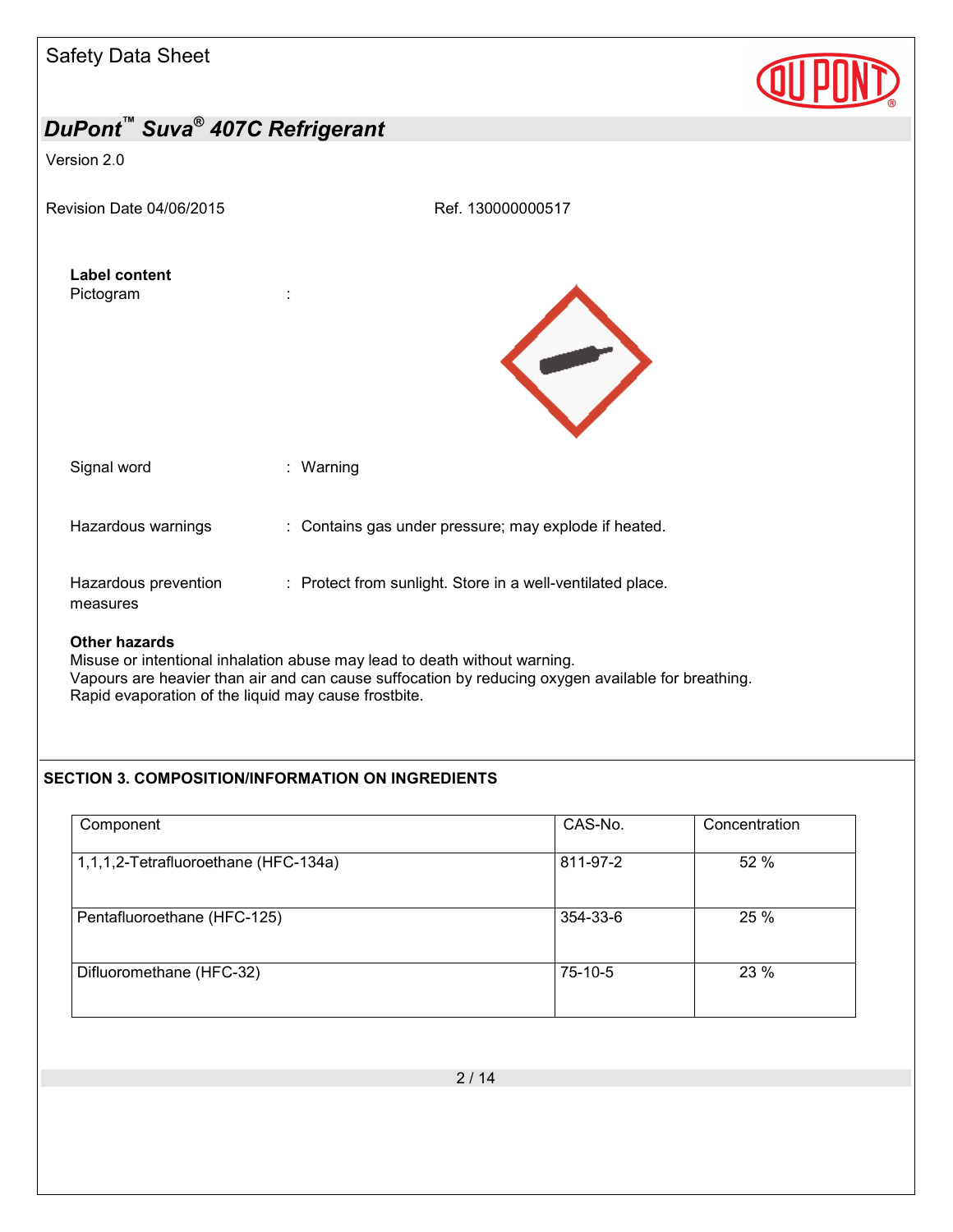**Label content**

Pictogram :

Signal word : Warning

Hazardous warnings : Contains gas under pressure; may explode if heated.

Hazardous prevention measures : Protect from sunlight. Store in a well-ventilated place.

**Other hazards**

Misuse or intentional inhalation abuse may lead to death without warning.
Vapours are heavier than air and can cause suffocation by reducing oxygen available for breathing.
Rapid evaporation of the liquid may cause frostbite.

## SECTION 3. COMPOSITION/INFORMATION ON INGREDIENTS

| Component | CAS-No. | Concentration |
|---|---|---|
| 1,1,1,2-Tetrafluoroethane (HFC-134a) | 811-97-2 | 52 % |
| Pentafluoroethane (HFC-125) | 354-33-6 | 25 % |
| Difluoromethane (HFC-32) | 75-10-5 | 23 % |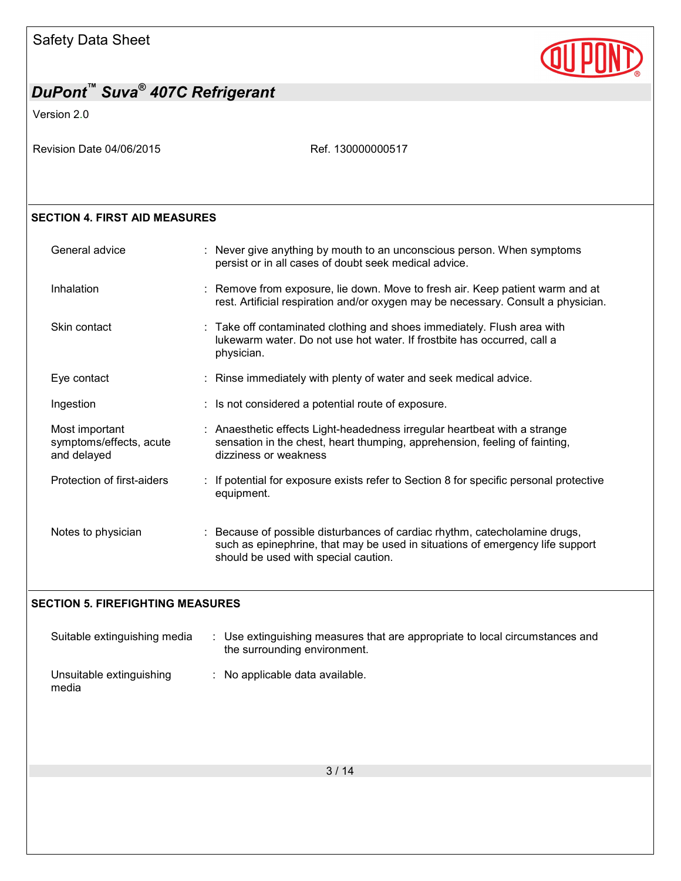## SECTION 4. FIRST AID MEASURES

| | |
|---|---|
| General advice | : Never give anything by mouth to an unconscious person. When symptoms persist or in all cases of doubt seek medical advice. |
| Inhalation | : Remove from exposure, lie down. Move to fresh air. Keep patient warm and at rest. Artificial respiration and/or oxygen may be necessary. Consult a physician. |
| Skin contact | : Take off contaminated clothing and shoes immediately. Flush area with lukewarm water. Do not use hot water. If frostbite has occurred, call a physician. |
| Eye contact | : Rinse immediately with plenty of water and seek medical advice. |
| Ingestion | : Is not considered a potential route of exposure. |
| Most important symptoms/effects, acute and delayed | : Anaesthetic effects Light-headedness irregular heartbeat with a strange sensation in the chest, heart thumping, apprehension, feeling of fainting, dizziness or weakness |
| Protection of first-aiders | : If potential for exposure exists refer to Section 8 for specific personal protective equipment. |
| Notes to physician | : Because of possible disturbances of cardiac rhythm, catecholamine drugs, such as epinephrine, that may be used in situations of emergency life support should be used with special caution. |

## SECTION 5. FIREFIGHTING MEASURES

| | |
|---|---|
| Suitable extinguishing media | : Use extinguishing measures that are appropriate to local circumstances and the surrounding environment. |
| Unsuitable extinguishing media | : No applicable data available. |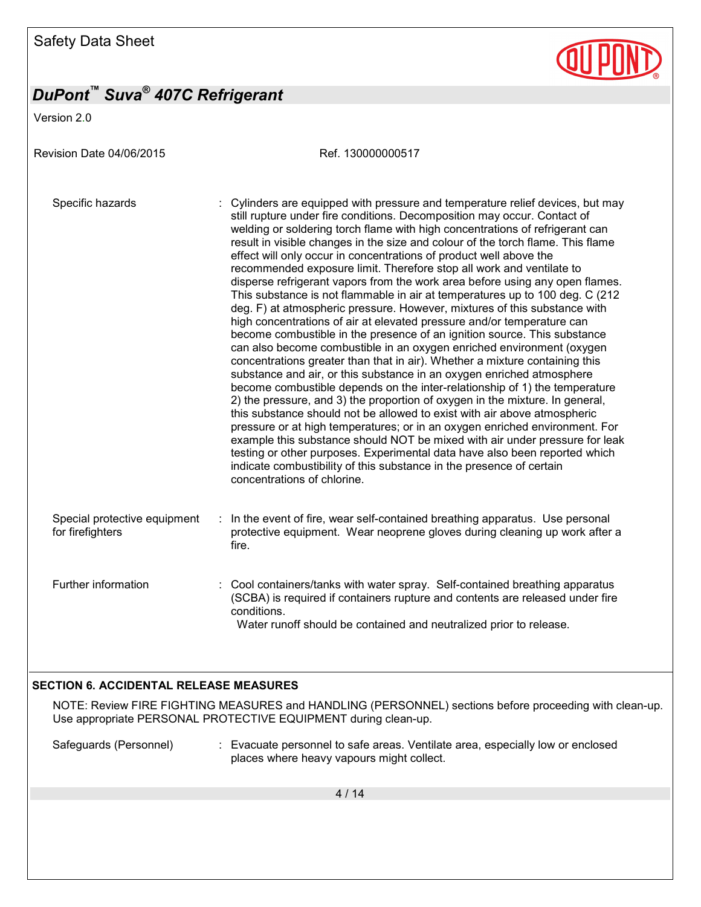Specific hazards : Cylinders are equipped with pressure and temperature relief devices, but may still rupture under fire conditions. Decomposition may occur. Contact of welding or soldering torch flame with high concentrations of refrigerant can result in visible changes in the size and colour of the torch flame. This flame effect will only occur in concentrations of product well above the recommended exposure limit. Therefore stop all work and ventilate to disperse refrigerant vapors from the work area before using any open flames. This substance is not flammable in air at temperatures up to 100 deg. C (212 deg. F) at atmospheric pressure. However, mixtures of this substance with high concentrations of air at elevated pressure and/or temperature can become combustible in the presence of an ignition source. This substance can also become combustible in an oxygen enriched environment (oxygen concentrations greater than that in air). Whether a mixture containing this substance and air, or this substance in an oxygen enriched atmosphere become combustible depends on the inter-relationship of 1) the temperature 2) the pressure, and 3) the proportion of oxygen in the mixture. In general, this substance should not be allowed to exist with air above atmospheric pressure or at high temperatures; or in an oxygen enriched environment. For example this substance should NOT be mixed with air under pressure for leak testing or other purposes. Experimental data have also been reported which indicate combustibility of this substance in the presence of certain concentrations of chlorine.

Special protective equipment for firefighters : In the event of fire, wear self-contained breathing apparatus. Use personal protective equipment. Wear neoprene gloves during cleaning up work after a fire.

Further information : Cool containers/tanks with water spray. Self-contained breathing apparatus (SCBA) is required if containers rupture and contents are released under fire conditions.
Water runoff should be contained and neutralized prior to release.

## SECTION 6. ACCIDENTAL RELEASE MEASURES

NOTE: Review FIRE FIGHTING MEASURES and HANDLING (PERSONNEL) sections before proceeding with clean-up. Use appropriate PERSONAL PROTECTIVE EQUIPMENT during clean-up.

Safeguards (Personnel) : Evacuate personnel to safe areas. Ventilate area, especially low or enclosed places where heavy vapours might collect.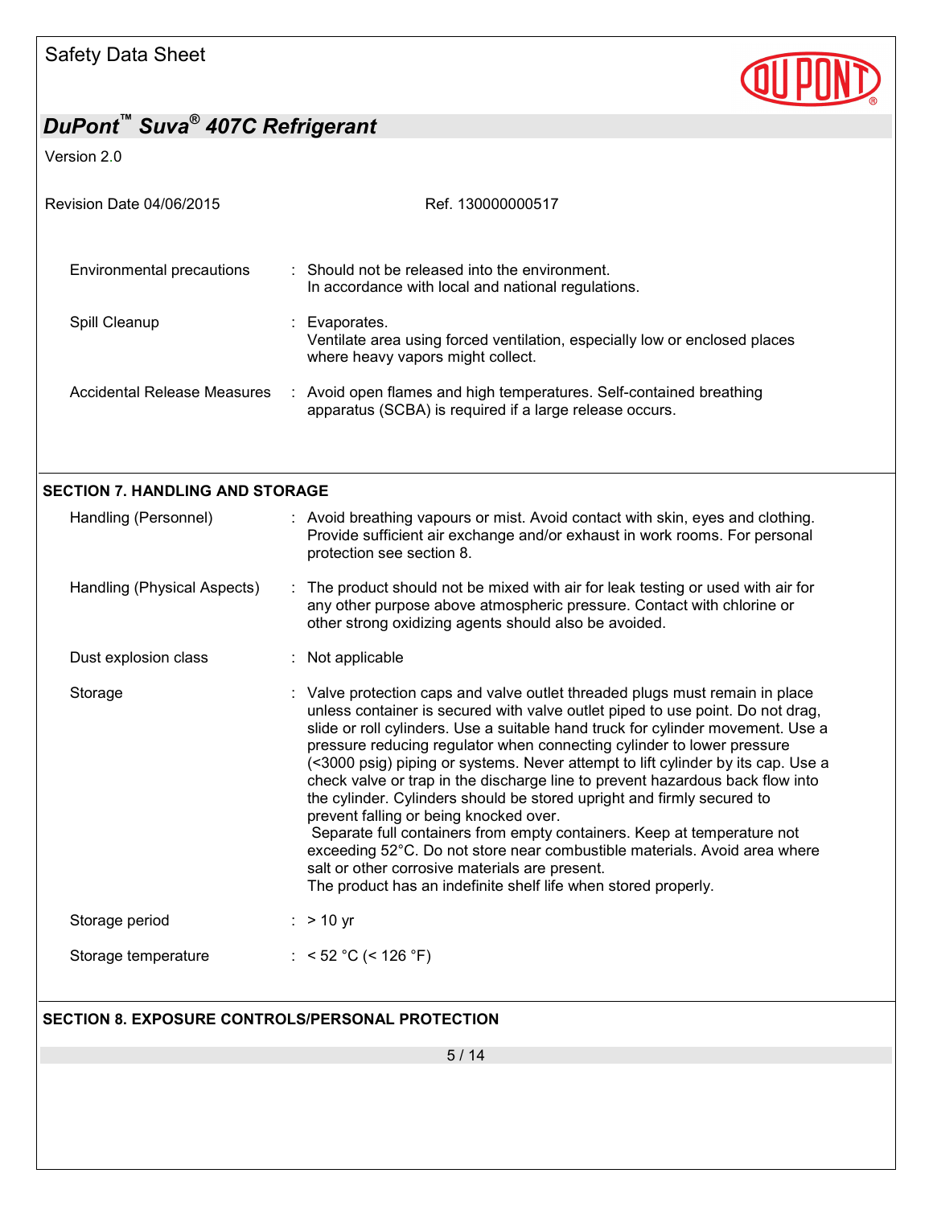Environmental precautions : Should not be released into the environment.
In accordance with local and national regulations.

Spill Cleanup : Evaporates.
Ventilate area using forced ventilation, especially low or enclosed places where heavy vapors might collect.

Accidental Release Measures : Avoid open flames and high temperatures. Self-contained breathing apparatus (SCBA) is required if a large release occurs.

## SECTION 7. HANDLING AND STORAGE

Handling (Personnel) : Avoid breathing vapours or mist. Avoid contact with skin, eyes and clothing. Provide sufficient air exchange and/or exhaust in work rooms. For personal protection see section 8.

Handling (Physical Aspects) : The product should not be mixed with air for leak testing or used with air for any other purpose above atmospheric pressure. Contact with chlorine or other strong oxidizing agents should also be avoided.

Dust explosion class : Not applicable

Storage : Valve protection caps and valve outlet threaded plugs must remain in place unless container is secured with valve outlet piped to use point. Do not drag, slide or roll cylinders. Use a suitable hand truck for cylinder movement. Use a pressure reducing regulator when connecting cylinder to lower pressure (<3000 psig) piping or systems. Never attempt to lift cylinder by its cap. Use a check valve or trap in the discharge line to prevent hazardous back flow into the cylinder. Cylinders should be stored upright and firmly secured to prevent falling or being knocked over.
Separate full containers from empty containers. Keep at temperature not exceeding 52°C. Do not store near combustible materials. Avoid area where salt or other corrosive materials are present.
The product has an indefinite shelf life when stored properly.

Storage period : > 10 yr

Storage temperature : < 52 °C (< 126 °F)

## SECTION 8. EXPOSURE CONTROLS/PERSONAL PROTECTION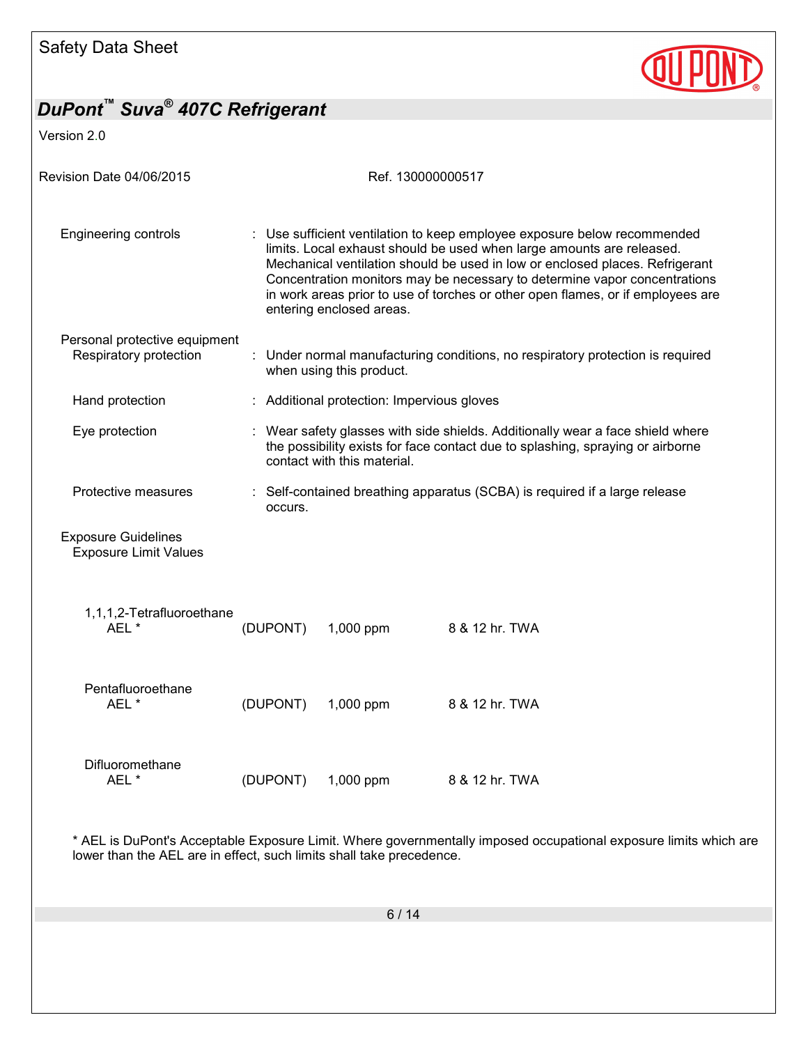| | | |
|---|---|---|
| Engineering controls | : | Use sufficient ventilation to keep employee exposure below recommended limits. Local exhaust should be used when large amounts are released. Mechanical ventilation should be used in low or enclosed places. Refrigerant Concentration monitors may be necessary to determine vapor concentrations in work areas prior to use of torches or other open flames, or if employees are entering enclosed areas. |

Personal protective equipment

| | | |
|---|---|---|
| Respiratory protection | : | Under normal manufacturing conditions, no respiratory protection is required when using this product. |
| Hand protection | : | Additional protection: Impervious gloves |
| Eye protection | : | Wear safety glasses with side shields. Additionally wear a face shield where the possibility exists for face contact due to splashing, spraying or airborne contact with this material. |
| Protective measures | : | Self-contained breathing apparatus (SCBA) is required if a large release occurs. |

Exposure Guidelines

Exposure Limit Values

| Component | Source | Value | Type |
|---|---|---|---|
| **1,1,1,2-Tetrafluoroethane** | | | |
| AEL * | (DUPONT) | 1,000 ppm | 8 & 12 hr. TWA |
| **Pentafluoroethane** | | | |
| AEL * | (DUPONT) | 1,000 ppm | 8 & 12 hr. TWA |
| **Difluoromethane** | | | |
| AEL * | (DUPONT) | 1,000 ppm | 8 & 12 hr. TWA |

* AEL is DuPont's Acceptable Exposure Limit. Where governmentally imposed occupational exposure limits which are lower than the AEL are in effect, such limits shall take precedence.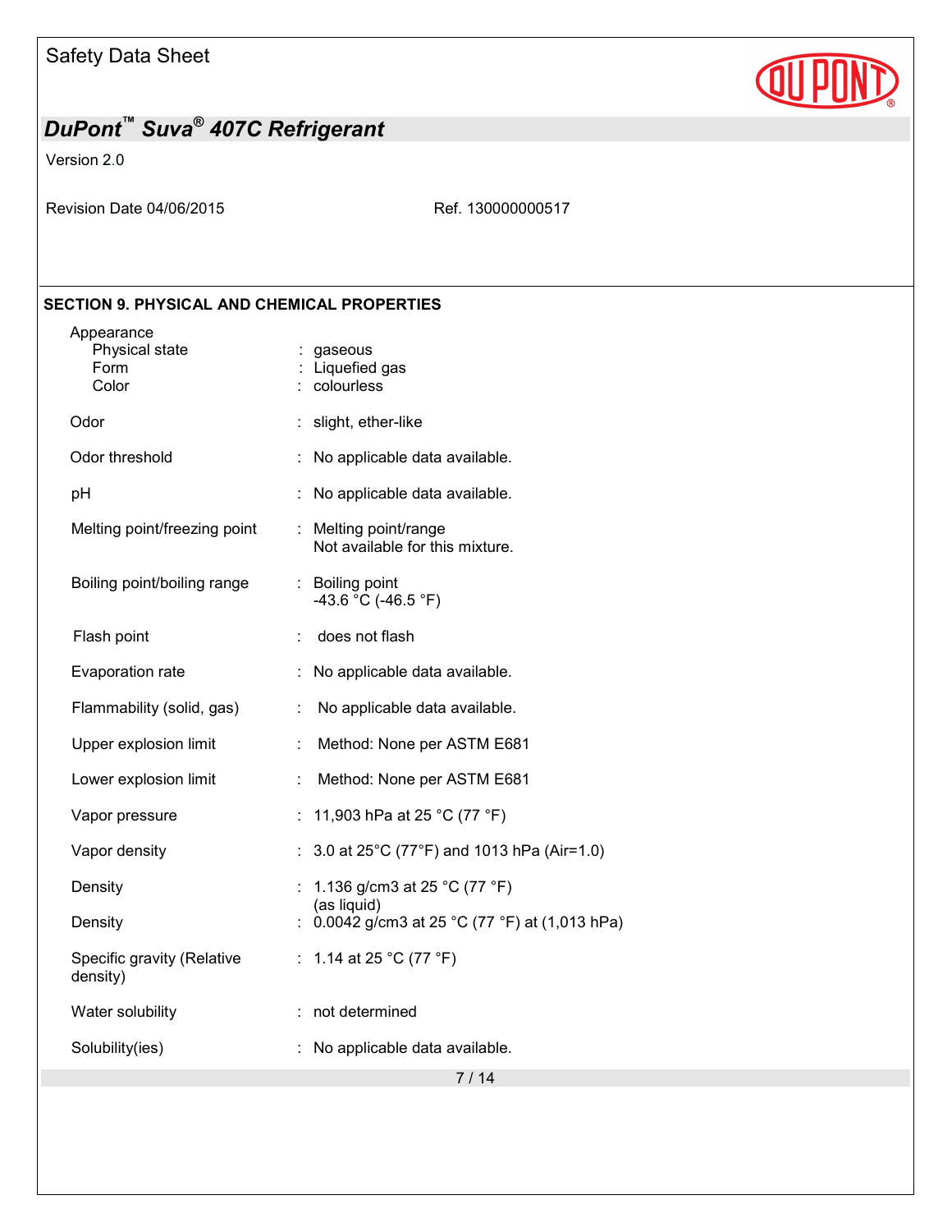## SECTION 9. PHYSICAL AND CHEMICAL PROPERTIES

| Property | | Value |
|---|---|---|
| Appearance | | |
| Physical state | : | gaseous |
| Form | : | Liquefied gas |
| Color | : | colourless |
| Odor | : | slight, ether-like |
| Odor threshold | : | No applicable data available. |
| pH | : | No applicable data available. |
| Melting point/freezing point | : | Melting point/range<br>Not available for this mixture. |
| Boiling point/boiling range | : | Boiling point<br>-43.6 °C (-46.5 °F) |
| Flash point | : | does not flash |
| Evaporation rate | : | No applicable data available. |
| Flammability (solid, gas) | : | No applicable data available. |
| Upper explosion limit | : | Method: None per ASTM E681 |
| Lower explosion limit | : | Method: None per ASTM E681 |
| Vapor pressure | : | 11,903 hPa at 25 °C (77 °F) |
| Vapor density | : | 3.0 at 25°C (77°F) and 1013 hPa (Air=1.0) |
| Density | : | 1.136 g/cm3 at 25 °C (77 °F)<br>(as liquid) |
| Density | : | 0.0042 g/cm3 at 25 °C (77 °F) at (1,013 hPa) |
| Specific gravity (Relative density) | : | 1.14 at 25 °C (77 °F) |
| Water solubility | : | not determined |
| Solubility(ies) | : | No applicable data available. |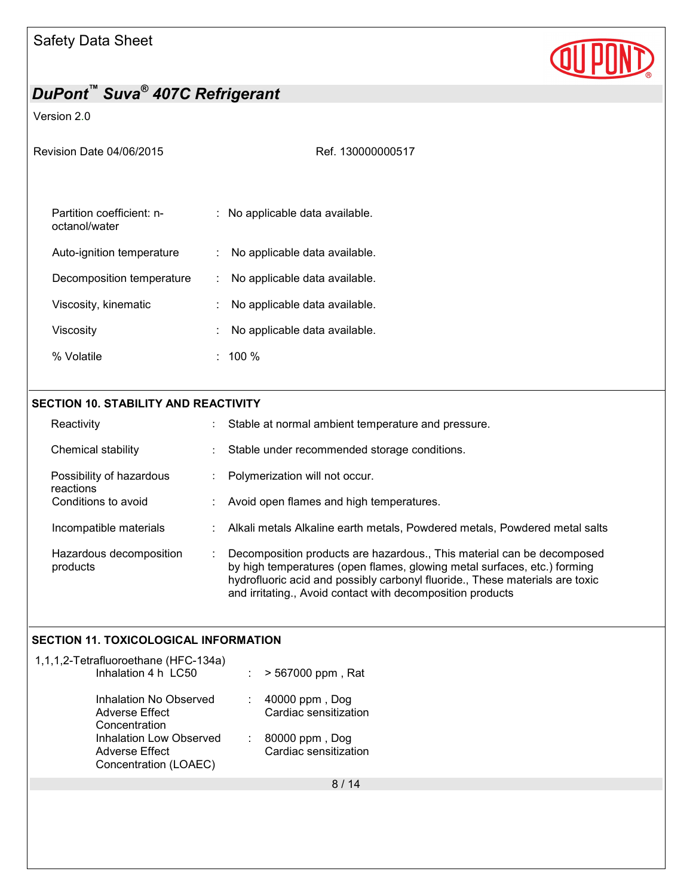| | | |
|---|---|---|
| Partition coefficient: n-octanol/water | : | No applicable data available. |
| Auto-ignition temperature | : | No applicable data available. |
| Decomposition temperature | : | No applicable data available. |
| Viscosity, kinematic | : | No applicable data available. |
| Viscosity | : | No applicable data available. |
| % Volatile | : | 100 % |

## SECTION 10. STABILITY AND REACTIVITY

| | | |
|---|---|---|
| Reactivity | : | Stable at normal ambient temperature and pressure. |
| Chemical stability | : | Stable under recommended storage conditions. |
| Possibility of hazardous reactions | : | Polymerization will not occur. |
| Conditions to avoid | : | Avoid open flames and high temperatures. |
| Incompatible materials | : | Alkali metals Alkaline earth metals, Powdered metals, Powdered metal salts |
| Hazardous decomposition products | : | Decomposition products are hazardous., This material can be decomposed by high temperatures (open flames, glowing metal surfaces, etc.) forming hydrofluoric acid and possibly carbonyl fluoride., These materials are toxic and irritating., Avoid contact with decomposition products |

## SECTION 11. TOXICOLOGICAL INFORMATION

1,1,1,2-Tetrafluoroethane (HFC-134a)

| | | |
|---|---|---|
| Inhalation 4 h LC50 | : | > 567000 ppm , Rat |
| Inhalation No Observed Adverse Effect Concentration | : | 40000 ppm , Dog<br>Cardiac sensitization |
| Inhalation Low Observed Adverse Effect Concentration (LOAEC) | : | 80000 ppm , Dog<br>Cardiac sensitization |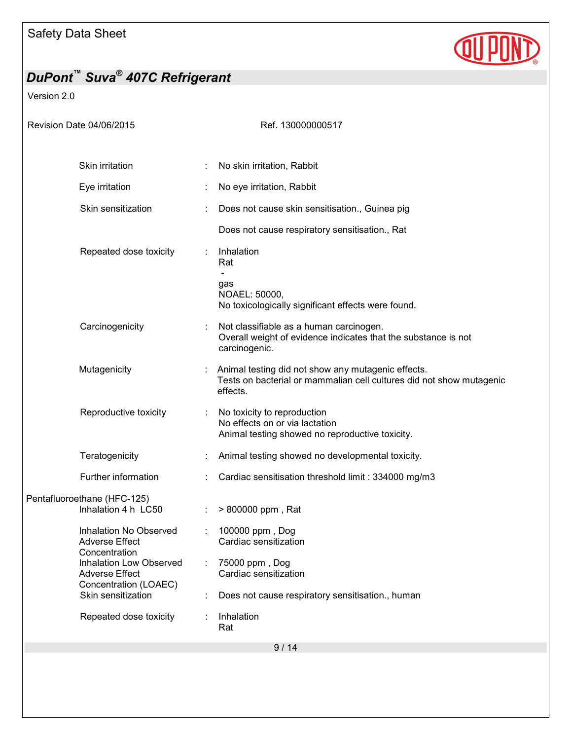| | | |
|---|---|---|
| Skin irritation | : | No skin irritation, Rabbit |
| Eye irritation | : | No eye irritation, Rabbit |
| Skin sensitization | : | Does not cause skin sensitisation., Guinea pig<br><br>Does not cause respiratory sensitisation., Rat |
| Repeated dose toxicity | : | Inhalation<br>Rat<br>-<br>gas<br>NOAEL: 50000,<br>No toxicologically significant effects were found. |
| Carcinogenicity | : | Not classifiable as a human carcinogen.<br>Overall weight of evidence indicates that the substance is not carcinogenic. |
| Mutagenicity | : | Animal testing did not show any mutagenic effects.<br>Tests on bacterial or mammalian cell cultures did not show mutagenic effects. |
| Reproductive toxicity | : | No toxicity to reproduction<br>No effects on or via lactation<br>Animal testing showed no reproductive toxicity. |
| Teratogenicity | : | Animal testing showed no developmental toxicity. |
| Further information | : | Cardiac sensitisation threshold limit : 334000 mg/m3 |

Pentafluoroethane (HFC-125)

| | | |
|---|---|---|
| Inhalation 4 h LC50 | : | > 800000 ppm , Rat |
| Inhalation No Observed Adverse Effect Concentration | : | 100000 ppm , Dog<br>Cardiac sensitization |
| Inhalation Low Observed Adverse Effect Concentration (LOAEC) | : | 75000 ppm , Dog<br>Cardiac sensitization |
| Skin sensitization | : | Does not cause respiratory sensitisation., human |
| Repeated dose toxicity | : | Inhalation<br>Rat |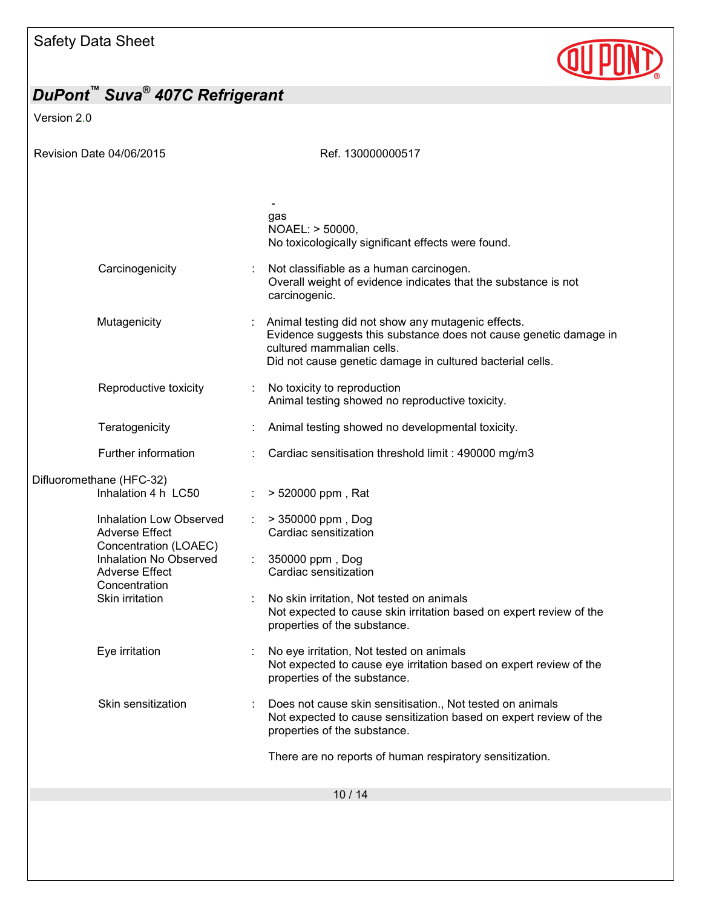-
gas
NOAEL: > 50000,
No toxicologically significant effects were found.

| | | |
|---|---|---|
| Carcinogenicity | : | Not classifiable as a human carcinogen.<br>Overall weight of evidence indicates that the substance is not carcinogenic. |
| Mutagenicity | : | Animal testing did not show any mutagenic effects.<br>Evidence suggests this substance does not cause genetic damage in cultured mammalian cells.<br>Did not cause genetic damage in cultured bacterial cells. |
| Reproductive toxicity | : | No toxicity to reproduction<br>Animal testing showed no reproductive toxicity. |
| Teratogenicity | : | Animal testing showed no developmental toxicity. |
| Further information | : | Cardiac sensitisation threshold limit : 490000 mg/m3 |

Difluoromethane (HFC-32)

| | | |
|---|---|---|
| Inhalation 4 h LC50 | : | > 520000 ppm , Rat |
| Inhalation Low Observed Adverse Effect Concentration (LOAEC) | : | > 350000 ppm , Dog<br>Cardiac sensitization |
| Inhalation No Observed Adverse Effect Concentration | : | 350000 ppm , Dog<br>Cardiac sensitization |
| Skin irritation | : | No skin irritation, Not tested on animals<br>Not expected to cause skin irritation based on expert review of the properties of the substance. |
| Eye irritation | : | No eye irritation, Not tested on animals<br>Not expected to cause eye irritation based on expert review of the properties of the substance. |
| Skin sensitization | : | Does not cause skin sensitisation., Not tested on animals<br>Not expected to cause sensitization based on expert review of the properties of the substance.<br><br>There are no reports of human respiratory sensitization. |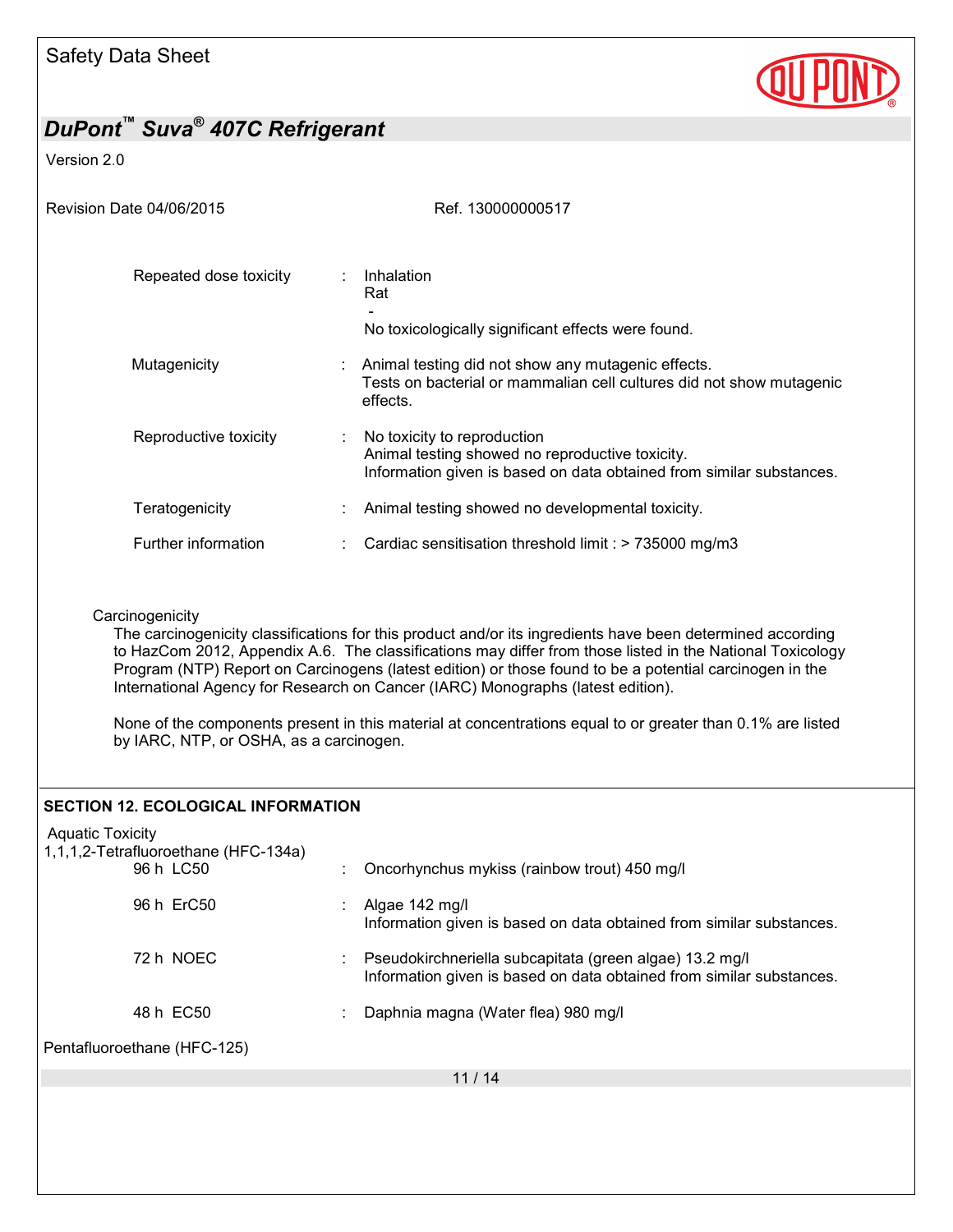| | | |
|---|---|---|
| Repeated dose toxicity | : | Inhalation<br>Rat<br>-<br>No toxicologically significant effects were found. |
| Mutagenicity | : | Animal testing did not show any mutagenic effects.<br>Tests on bacterial or mammalian cell cultures did not show mutagenic effects. |
| Reproductive toxicity | : | No toxicity to reproduction<br>Animal testing showed no reproductive toxicity.<br>Information given is based on data obtained from similar substances. |
| Teratogenicity | : | Animal testing showed no developmental toxicity. |
| Further information | : | Cardiac sensitisation threshold limit : > 735000 mg/m3 |

Carcinogenicity

The carcinogenicity classifications for this product and/or its ingredients have been determined according to HazCom 2012, Appendix A.6. The classifications may differ from those listed in the National Toxicology Program (NTP) Report on Carcinogens (latest edition) or those found to be a potential carcinogen in the International Agency for Research on Cancer (IARC) Monographs (latest edition).

None of the components present in this material at concentrations equal to or greater than 0.1% are listed by IARC, NTP, or OSHA, as a carcinogen.

## SECTION 12. ECOLOGICAL INFORMATION

Aquatic Toxicity

1,1,1,2-Tetrafluoroethane (HFC-134a)

| | | |
|---|---|---|
| 96 h LC50 | : | Oncorhynchus mykiss (rainbow trout) 450 mg/l |
| 96 h ErC50 | : | Algae 142 mg/l<br>Information given is based on data obtained from similar substances. |
| 72 h NOEC | : | Pseudokirchneriella subcapitata (green algae) 13.2 mg/l<br>Information given is based on data obtained from similar substances. |
| 48 h EC50 | : | Daphnia magna (Water flea) 980 mg/l |

Pentafluoroethane (HFC-125)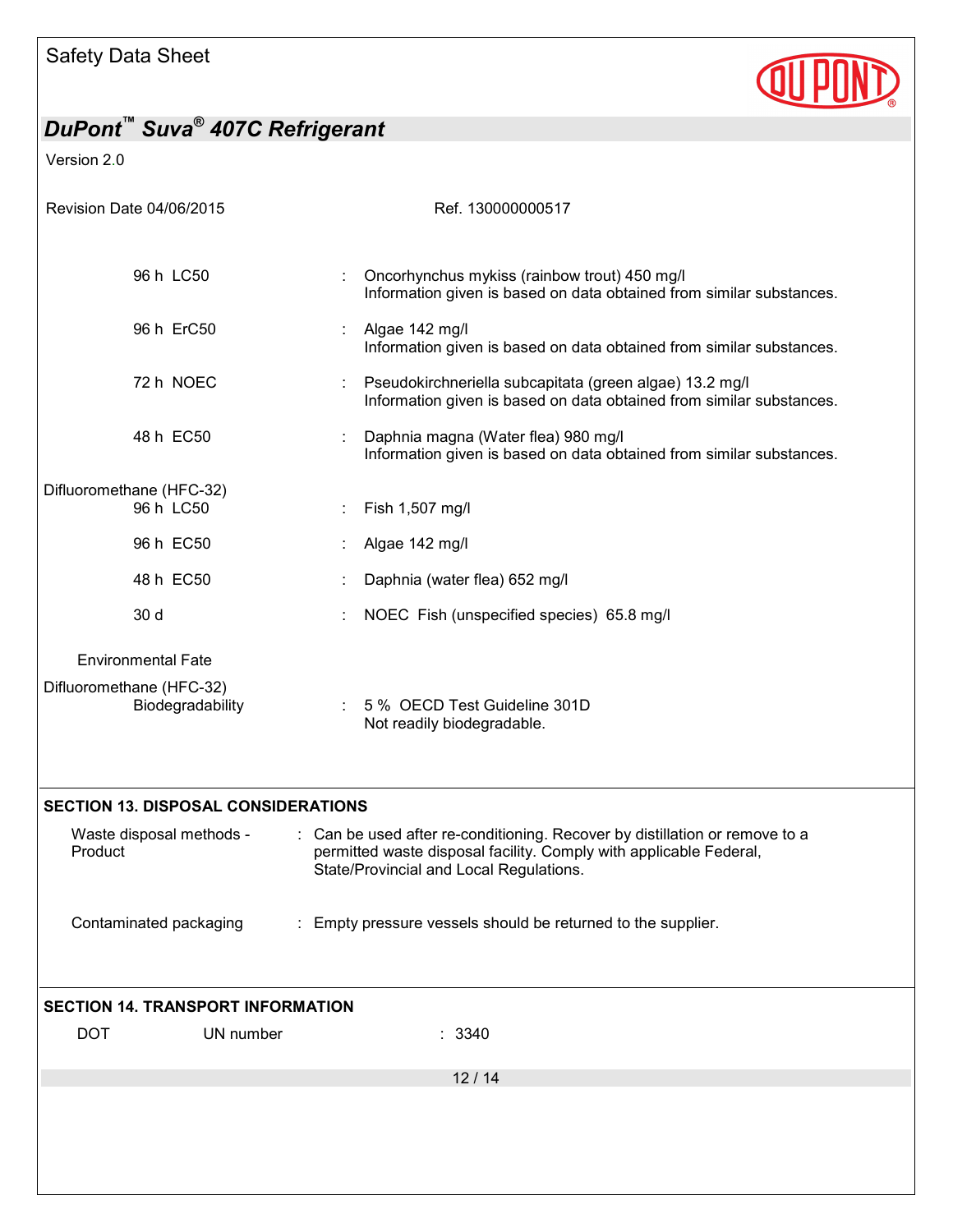| | | |
|---|---|---|
| 96 h LC50 | : | Oncorhynchus mykiss (rainbow trout) 450 mg/l<br>Information given is based on data obtained from similar substances. |
| 96 h ErC50 | : | Algae 142 mg/l<br>Information given is based on data obtained from similar substances. |
| 72 h NOEC | : | Pseudokirchneriella subcapitata (green algae) 13.2 mg/l<br>Information given is based on data obtained from similar substances. |
| 48 h EC50 | : | Daphnia magna (Water flea) 980 mg/l<br>Information given is based on data obtained from similar substances. |

Difluoromethane (HFC-32)

| | | |
|---|---|---|
| 96 h LC50 | : | Fish 1,507 mg/l |
| 96 h EC50 | : | Algae 142 mg/l |
| 48 h EC50 | : | Daphnia (water flea) 652 mg/l |
| 30 d | : | NOEC Fish (unspecified species) 65.8 mg/l |

Environmental Fate

Difluoromethane (HFC-32)

| | | |
|---|---|---|
| Biodegradability | : | 5 % OECD Test Guideline 301D<br>Not readily biodegradable. |

## SECTION 13. DISPOSAL CONSIDERATIONS

| | | |
|---|---|---|
| Waste disposal methods - Product | : | Can be used after re-conditioning. Recover by distillation or remove to a permitted waste disposal facility. Comply with applicable Federal, State/Provincial and Local Regulations. |
| Contaminated packaging | : | Empty pressure vessels should be returned to the supplier. |

## SECTION 14. TRANSPORT INFORMATION

| | | | |
|---|---|---|---|
| DOT | UN number | : | 3340 |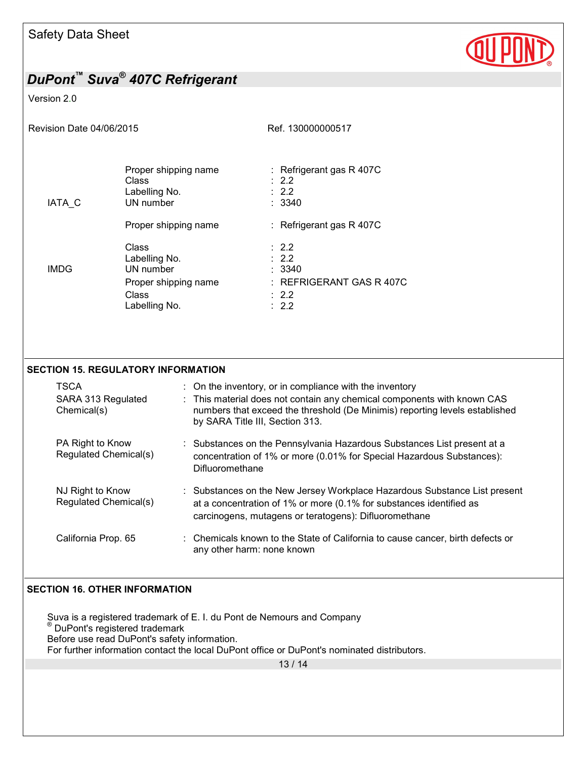| | | |
|---|---|---|
| IATA_C | Proper shipping name | : Refrigerant gas R 407C |
| | Class | : 2.2 |
| | Labelling No. | : 2.2 |
| | UN number | : 3340 |
| | Proper shipping name | : Refrigerant gas R 407C |
| | Class | : 2.2 |
| | Labelling No. | : 2.2 |
| IMDG | UN number | : 3340 |
| | Proper shipping name | : REFRIGERANT GAS R 407C |
| | Class | : 2.2 |
| | Labelling No. | : 2.2 |

## SECTION 15. REGULATORY INFORMATION

| | |
|---|---|
| TSCA | : On the inventory, or in compliance with the inventory |
| SARA 313 Regulated Chemical(s) | : This material does not contain any chemical components with known CAS numbers that exceed the threshold (De Minimis) reporting levels established by SARA Title III, Section 313. |
| PA Right to Know Regulated Chemical(s) | : Substances on the Pennsylvania Hazardous Substances List present at a concentration of 1% or more (0.01% for Special Hazardous Substances): Difluoromethane |
| NJ Right to Know Regulated Chemical(s) | : Substances on the New Jersey Workplace Hazardous Substance List present at a concentration of 1% or more (0.1% for substances identified as carcinogens, mutagens or teratogens): Difluoromethane |
| California Prop. 65 | : Chemicals known to the State of California to cause cancer, birth defects or any other harm: none known |

## SECTION 16. OTHER INFORMATION

Suva is a registered trademark of E. I. du Pont de Nemours and Company
® DuPont's registered trademark
Before use read DuPont's safety information.
For further information contact the local DuPont office or DuPont's nominated distributors.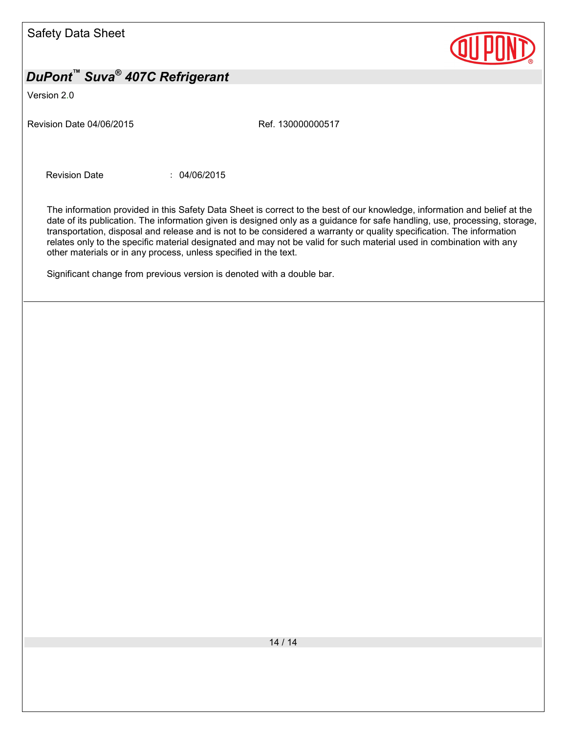Revision Date : 04/06/2015

The information provided in this Safety Data Sheet is correct to the best of our knowledge, information and belief at the date of its publication. The information given is designed only as a guidance for safe handling, use, processing, storage, transportation, disposal and release and is not to be considered a warranty or quality specification. The information relates only to the specific material designated and may not be valid for such material used in combination with any other materials or in any process, unless specified in the text.

Significant change from previous version is denoted with a double bar.